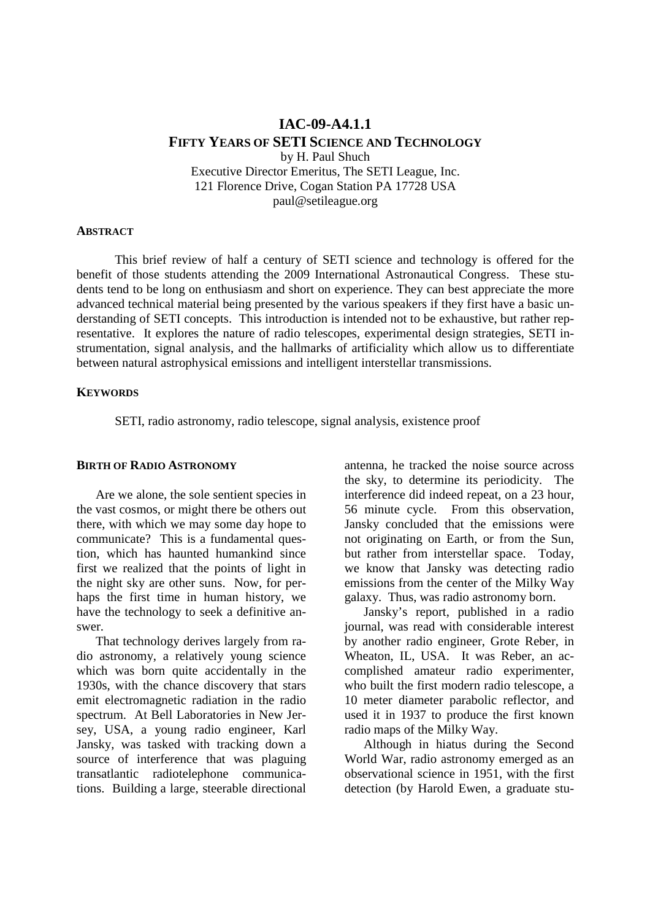# IAC-09-A4.1.1

## FIFTY YEARS OF SETI SCIENCE AND TECHNOLOGY

by H. Paul Shuch
Executive Director Emeritus, The SETI League, Inc.
121 Florence Drive, Cogan Station PA 17728 USA
paul@setileague.org

### ABSTRACT

This brief review of half a century of SETI science and technology is offered for the benefit of those students attending the 2009 International Astronautical Congress. These students tend to be long on enthusiasm and short on experience. They can best appreciate the more advanced technical material being presented by the various speakers if they first have a basic understanding of SETI concepts. This introduction is intended not to be exhaustive, but rather representative. It explores the nature of radio telescopes, experimental design strategies, SETI instrumentation, signal analysis, and the hallmarks of artificiality which allow us to differentiate between natural astrophysical emissions and intelligent interstellar transmissions.

### KEYWORDS

SETI, radio astronomy, radio telescope, signal analysis, existence proof

### BIRTH OF RADIO ASTRONOMY

Are we alone, the sole sentient species in the vast cosmos, or might there be others out there, with which we may some day hope to communicate? This is a fundamental question, which has haunted humankind since first we realized that the points of light in the night sky are other suns. Now, for perhaps the first time in human history, we have the technology to seek a definitive answer.

That technology derives largely from radio astronomy, a relatively young science which was born quite accidentally in the 1930s, with the chance discovery that stars emit electromagnetic radiation in the radio spectrum. At Bell Laboratories in New Jersey, USA, a young radio engineer, Karl Jansky, was tasked with tracking down a source of interference that was plaguing transatlantic radiotelephone communications. Building a large, steerable directional antenna, he tracked the noise source across the sky, to determine its periodicity. The interference did indeed repeat, on a 23 hour, 56 minute cycle. From this observation, Jansky concluded that the emissions were not originating on Earth, or from the Sun, but rather from interstellar space. Today, we know that Jansky was detecting radio emissions from the center of the Milky Way galaxy. Thus, was radio astronomy born.

Jansky's report, published in a radio journal, was read with considerable interest by another radio engineer, Grote Reber, in Wheaton, IL, USA. It was Reber, an accomplished amateur radio experimenter, who built the first modern radio telescope, a 10 meter diameter parabolic reflector, and used it in 1937 to produce the first known radio maps of the Milky Way.

Although in hiatus during the Second World War, radio astronomy emerged as an observational science in 1951, with the first detection (by Harold Ewen, a graduate stu-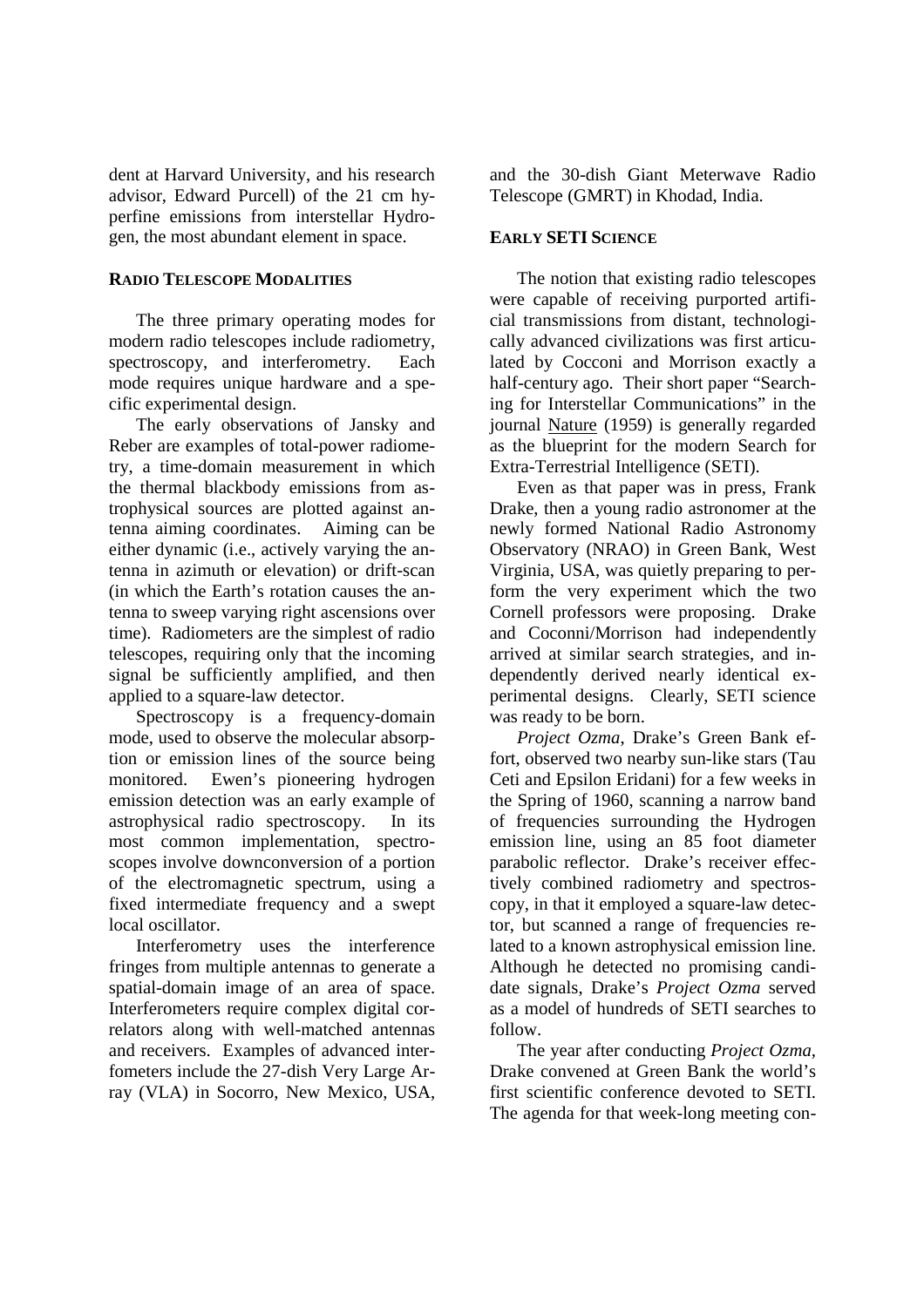dent at Harvard University, and his research advisor, Edward Purcell) of the 21 cm hyperfine emissions from interstellar Hydrogen, the most abundant element in space.

## RADIO TELESCOPE MODALITIES

The three primary operating modes for modern radio telescopes include radiometry, spectroscopy, and interferometry. Each mode requires unique hardware and a specific experimental design.

The early observations of Jansky and Reber are examples of total-power radiometry, a time-domain measurement in which the thermal blackbody emissions from astrophysical sources are plotted against antenna aiming coordinates. Aiming can be either dynamic (i.e., actively varying the antenna in azimuth or elevation) or drift-scan (in which the Earth's rotation causes the antenna to sweep varying right ascensions over time). Radiometers are the simplest of radio telescopes, requiring only that the incoming signal be sufficiently amplified, and then applied to a square-law detector.

Spectroscopy is a frequency-domain mode, used to observe the molecular absorption or emission lines of the source being monitored. Ewen's pioneering hydrogen emission detection was an early example of astrophysical radio spectroscopy. In its most common implementation, spectroscopes involve downconversion of a portion of the electromagnetic spectrum, using a fixed intermediate frequency and a swept local oscillator.

Interferometry uses the interference fringes from multiple antennas to generate a spatial-domain image of an area of space. Interferometers require complex digital correlators along with well-matched antennas and receivers. Examples of advanced interfometers include the 27-dish Very Large Array (VLA) in Socorro, New Mexico, USA, and the 30-dish Giant Meterwave Radio Telescope (GMRT) in Khodad, India.

## EARLY SETI SCIENCE

The notion that existing radio telescopes were capable of receiving purported artificial transmissions from distant, technologically advanced civilizations was first articulated by Cocconi and Morrison exactly a half-century ago. Their short paper "Searching for Interstellar Communications" in the journal Nature (1959) is generally regarded as the blueprint for the modern Search for Extra-Terrestrial Intelligence (SETI).

Even as that paper was in press, Frank Drake, then a young radio astronomer at the newly formed National Radio Astronomy Observatory (NRAO) in Green Bank, West Virginia, USA, was quietly preparing to perform the very experiment which the two Cornell professors were proposing. Drake and Coconni/Morrison had independently arrived at similar search strategies, and independently derived nearly identical experimental designs. Clearly, SETI science was ready to be born.

*Project Ozma*, Drake's Green Bank effort, observed two nearby sun-like stars (Tau Ceti and Epsilon Eridani) for a few weeks in the Spring of 1960, scanning a narrow band of frequencies surrounding the Hydrogen emission line, using an 85 foot diameter parabolic reflector. Drake's receiver effectively combined radiometry and spectroscopy, in that it employed a square-law detector, but scanned a range of frequencies related to a known astrophysical emission line. Although he detected no promising candidate signals, Drake's *Project Ozma* served as a model of hundreds of SETI searches to follow.

The year after conducting *Project Ozma*, Drake convened at Green Bank the world's first scientific conference devoted to SETI. The agenda for that week-long meeting con-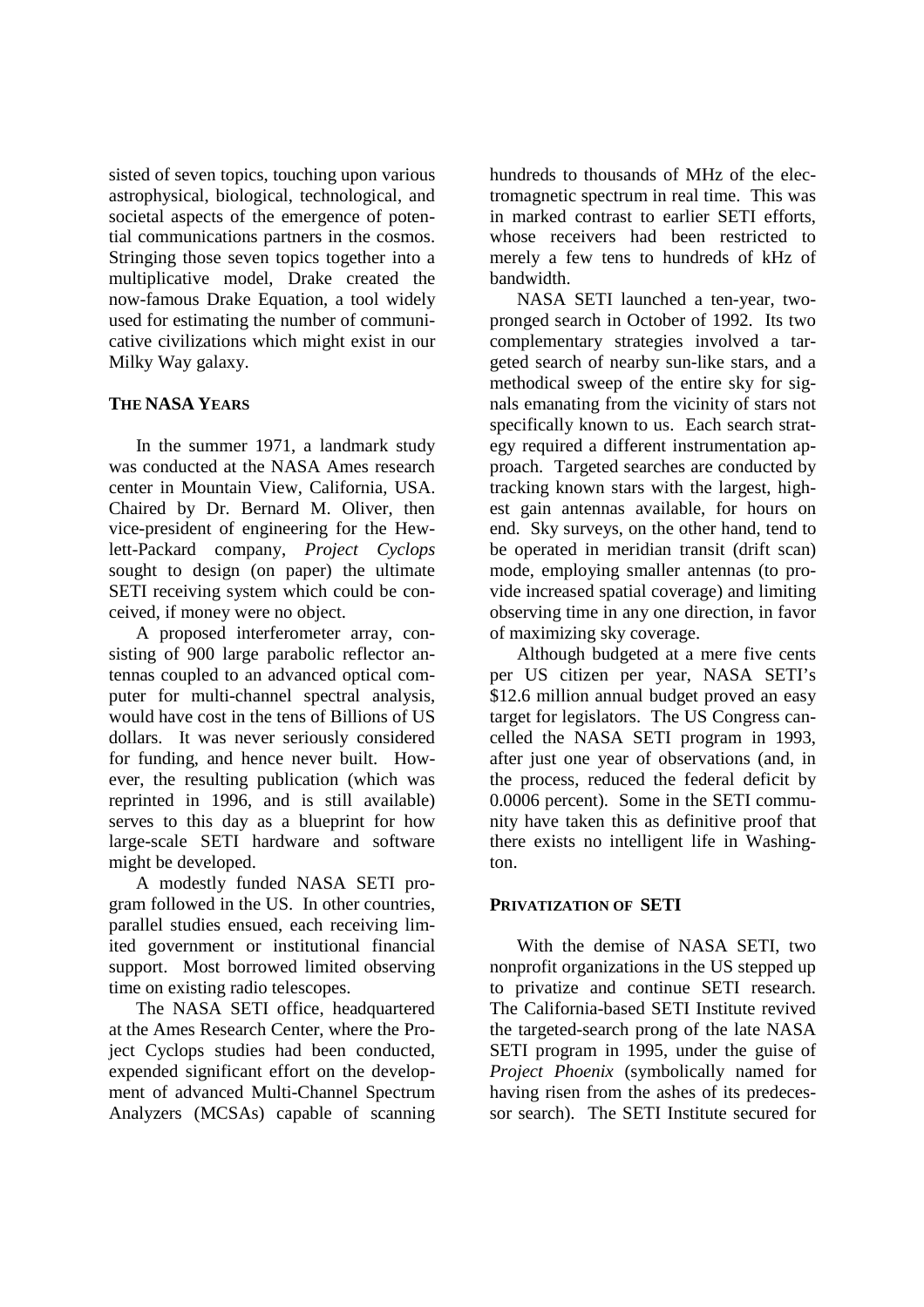sisted of seven topics, touching upon various astrophysical, biological, technological, and societal aspects of the emergence of potential communications partners in the cosmos. Stringing those seven topics together into a multiplicative model, Drake created the now-famous Drake Equation, a tool widely used for estimating the number of communicative civilizations which might exist in our Milky Way galaxy.

## THE NASA YEARS

In the summer 1971, a landmark study was conducted at the NASA Ames research center in Mountain View, California, USA. Chaired by Dr. Bernard M. Oliver, then vice-president of engineering for the Hewlett-Packard company, *Project Cyclops* sought to design (on paper) the ultimate SETI receiving system which could be conceived, if money were no object.

A proposed interferometer array, consisting of 900 large parabolic reflector antennas coupled to an advanced optical computer for multi-channel spectral analysis, would have cost in the tens of Billions of US dollars. It was never seriously considered for funding, and hence never built. However, the resulting publication (which was reprinted in 1996, and is still available) serves to this day as a blueprint for how large-scale SETI hardware and software might be developed.

A modestly funded NASA SETI program followed in the US. In other countries, parallel studies ensued, each receiving limited government or institutional financial support. Most borrowed limited observing time on existing radio telescopes.

The NASA SETI office, headquartered at the Ames Research Center, where the Project Cyclops studies had been conducted, expended significant effort on the development of advanced Multi-Channel Spectrum Analyzers (MCSAs) capable of scanning hundreds to thousands of MHz of the electromagnetic spectrum in real time. This was in marked contrast to earlier SETI efforts, whose receivers had been restricted to merely a few tens to hundreds of kHz of bandwidth.

NASA SETI launched a ten-year, two-pronged search in October of 1992. Its two complementary strategies involved a targeted search of nearby sun-like stars, and a methodical sweep of the entire sky for signals emanating from the vicinity of stars not specifically known to us. Each search strategy required a different instrumentation approach. Targeted searches are conducted by tracking known stars with the largest, highest gain antennas available, for hours on end. Sky surveys, on the other hand, tend to be operated in meridian transit (drift scan) mode, employing smaller antennas (to provide increased spatial coverage) and limiting observing time in any one direction, in favor of maximizing sky coverage.

Although budgeted at a mere five cents per US citizen per year, NASA SETI's $12.6 million annual budget proved an easy target for legislators. The US Congress cancelled the NASA SETI program in 1993, after just one year of observations (and, in the process, reduced the federal deficit by 0.0006 percent). Some in the SETI community have taken this as definitive proof that there exists no intelligent life in Washington.

## PRIVATIZATION OF SETI

With the demise of NASA SETI, two nonprofit organizations in the US stepped up to privatize and continue SETI research. The California-based SETI Institute revived the targeted-search prong of the late NASA SETI program in 1995, under the guise of *Project Phoenix* (symbolically named for having risen from the ashes of its predecessor search). The SETI Institute secured for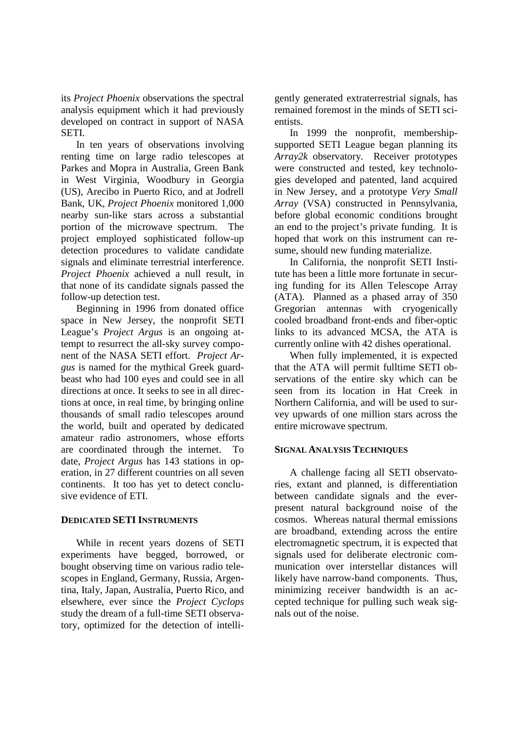its *Project Phoenix* observations the spectral analysis equipment which it had previously developed on contract in support of NASA SETI.

In ten years of observations involving renting time on large radio telescopes at Parkes and Mopra in Australia, Green Bank in West Virginia, Woodbury in Georgia (US), Arecibo in Puerto Rico, and at Jodrell Bank, UK, *Project Phoenix* monitored 1,000 nearby sun-like stars across a substantial portion of the microwave spectrum. The project employed sophisticated follow-up detection procedures to validate candidate signals and eliminate terrestrial interference. *Project Phoenix* achieved a null result, in that none of its candidate signals passed the follow-up detection test.

Beginning in 1996 from donated office space in New Jersey, the nonprofit SETI League's *Project Argus* is an ongoing attempt to resurrect the all-sky survey component of the NASA SETI effort. *Project Argus* is named for the mythical Greek guard-beast who had 100 eyes and could see in all directions at once. It seeks to see in all directions at once, in real time, by bringing online thousands of small radio telescopes around the world, built and operated by dedicated amateur radio astronomers, whose efforts are coordinated through the internet. To date, *Project Argus* has 143 stations in operation, in 27 different countries on all seven continents. It too has yet to detect conclusive evidence of ETI.

## DEDICATED SETI INSTRUMENTS

While in recent years dozens of SETI experiments have begged, borrowed, or bought observing time on various radio telescopes in England, Germany, Russia, Argentina, Italy, Japan, Australia, Puerto Rico, and elsewhere, ever since the *Project Cyclops* study the dream of a full-time SETI observatory, optimized for the detection of intelligently generated extraterrestrial signals, has remained foremost in the minds of SETI scientists.

In 1999 the nonprofit, membership-supported SETI League began planning its *Array2k* observatory. Receiver prototypes were constructed and tested, key technologies developed and patented, land acquired in New Jersey, and a prototype *Very Small Array* (VSA) constructed in Pennsylvania, before global economic conditions brought an end to the project's private funding. It is hoped that work on this instrument can resume, should new funding materialize.

In California, the nonprofit SETI Institute has been a little more fortunate in securing funding for its Allen Telescope Array (ATA). Planned as a phased array of 350 Gregorian antennas with cryogenically cooled broadband front-ends and fiber-optic links to its advanced MCSA, the ATA is currently online with 42 dishes operational.

When fully implemented, it is expected that the ATA will permit fulltime SETI observations of the entire sky which can be seen from its location in Hat Creek in Northern California, and will be used to survey upwards of one million stars across the entire microwave spectrum.

## SIGNAL ANALYSIS TECHNIQUES

A challenge facing all SETI observatories, extant and planned, is differentiation between candidate signals and the ever-present natural background noise of the cosmos. Whereas natural thermal emissions are broadband, extending across the entire electromagnetic spectrum, it is expected that signals used for deliberate electronic communication over interstellar distances will likely have narrow-band components. Thus, minimizing receiver bandwidth is an accepted technique for pulling such weak signals out of the noise.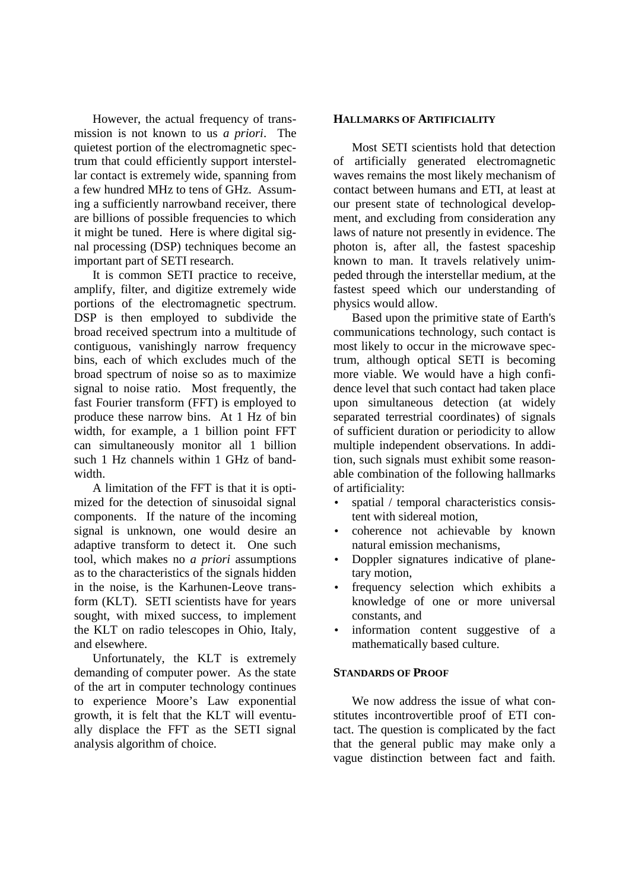However, the actual frequency of transmission is not known to us *a priori*. The quietest portion of the electromagnetic spectrum that could efficiently support interstellar contact is extremely wide, spanning from a few hundred MHz to tens of GHz. Assuming a sufficiently narrowband receiver, there are billions of possible frequencies to which it might be tuned. Here is where digital signal processing (DSP) techniques become an important part of SETI research.

It is common SETI practice to receive, amplify, filter, and digitize extremely wide portions of the electromagnetic spectrum. DSP is then employed to subdivide the broad received spectrum into a multitude of contiguous, vanishingly narrow frequency bins, each of which excludes much of the broad spectrum of noise so as to maximize signal to noise ratio. Most frequently, the fast Fourier transform (FFT) is employed to produce these narrow bins. At 1 Hz of bin width, for example, a 1 billion point FFT can simultaneously monitor all 1 billion such 1 Hz channels within 1 GHz of bandwidth.

A limitation of the FFT is that it is optimized for the detection of sinusoidal signal components. If the nature of the incoming signal is unknown, one would desire an adaptive transform to detect it. One such tool, which makes no *a priori* assumptions as to the characteristics of the signals hidden in the noise, is the Karhunen-Leove transform (KLT). SETI scientists have for years sought, with mixed success, to implement the KLT on radio telescopes in Ohio, Italy, and elsewhere.

Unfortunately, the KLT is extremely demanding of computer power. As the state of the art in computer technology continues to experience Moore's Law exponential growth, it is felt that the KLT will eventually displace the FFT as the SETI signal analysis algorithm of choice.

## HALLMARKS OF ARTIFICIALITY

Most SETI scientists hold that detection of artificially generated electromagnetic waves remains the most likely mechanism of contact between humans and ETI, at least at our present state of technological development, and excluding from consideration any laws of nature not presently in evidence. The photon is, after all, the fastest spaceship known to man. It travels relatively unimpeded through the interstellar medium, at the fastest speed which our understanding of physics would allow.

Based upon the primitive state of Earth's communications technology, such contact is most likely to occur in the microwave spectrum, although optical SETI is becoming more viable. We would have a high confidence level that such contact had taken place upon simultaneous detection (at widely separated terrestrial coordinates) of signals of sufficient duration or periodicity to allow multiple independent observations. In addition, such signals must exhibit some reasonable combination of the following hallmarks of artificiality:

- spatial / temporal characteristics consistent with sidereal motion,
- coherence not achievable by known natural emission mechanisms,
- Doppler signatures indicative of planetary motion,
- frequency selection which exhibits a knowledge of one or more universal constants, and
- information content suggestive of a mathematically based culture.

## STANDARDS OF PROOF

We now address the issue of what constitutes incontrovertible proof of ETI contact. The question is complicated by the fact that the general public may make only a vague distinction between fact and faith.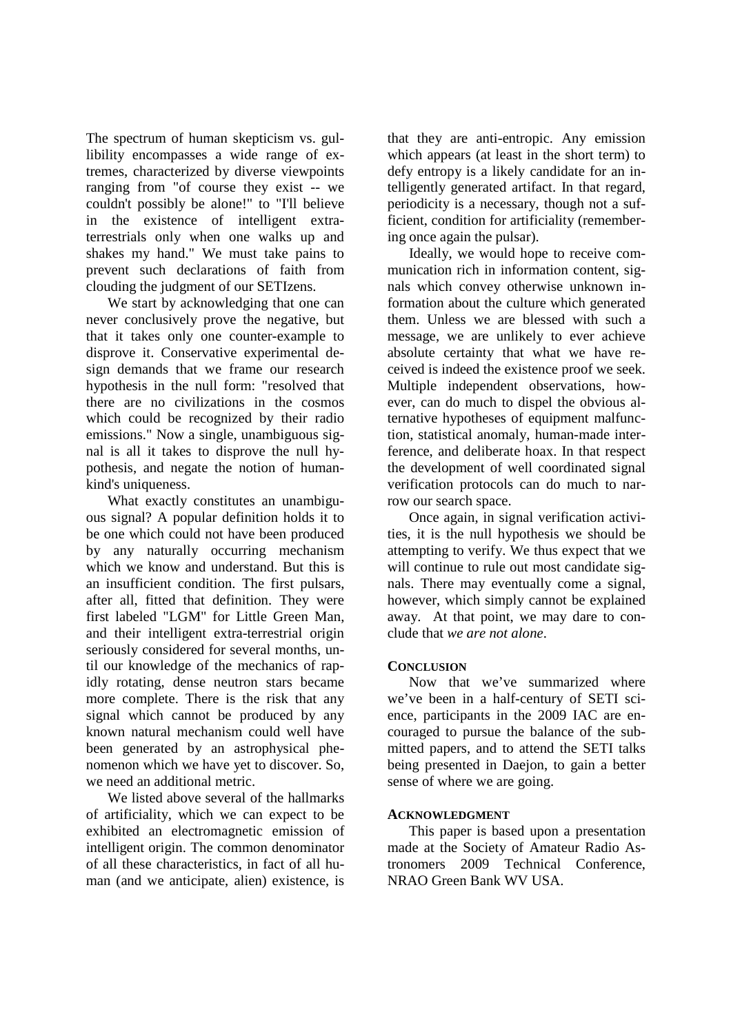The spectrum of human skepticism vs. gullibility encompasses a wide range of extremes, characterized by diverse viewpoints ranging from "of course they exist -- we couldn't possibly be alone!" to "I'll believe in the existence of intelligent extra-terrestrials only when one walks up and shakes my hand." We must take pains to prevent such declarations of faith from clouding the judgment of our SETIzens.

We start by acknowledging that one can never conclusively prove the negative, but that it takes only one counter-example to disprove it. Conservative experimental design demands that we frame our research hypothesis in the null form: "resolved that there are no civilizations in the cosmos which could be recognized by their radio emissions." Now a single, unambiguous signal is all it takes to disprove the null hypothesis, and negate the notion of humankind's uniqueness.

What exactly constitutes an unambiguous signal? A popular definition holds it to be one which could not have been produced by any naturally occurring mechanism which we know and understand. But this is an insufficient condition. The first pulsars, after all, fitted that definition. They were first labeled "LGM" for Little Green Man, and their intelligent extra-terrestrial origin seriously considered for several months, until our knowledge of the mechanics of rapidly rotating, dense neutron stars became more complete. There is the risk that any signal which cannot be produced by any known natural mechanism could well have been generated by an astrophysical phenomenon which we have yet to discover. So, we need an additional metric.

We listed above several of the hallmarks of artificiality, which we can expect to be exhibited an electromagnetic emission of intelligent origin. The common denominator of all these characteristics, in fact of all human (and we anticipate, alien) existence, is that they are anti-entropic. Any emission which appears (at least in the short term) to defy entropy is a likely candidate for an intelligently generated artifact. In that regard, periodicity is a necessary, though not a sufficient, condition for artificiality (remembering once again the pulsar).

Ideally, we would hope to receive communication rich in information content, signals which convey otherwise unknown information about the culture which generated them. Unless we are blessed with such a message, we are unlikely to ever achieve absolute certainty that what we have received is indeed the existence proof we seek. Multiple independent observations, however, can do much to dispel the obvious alternative hypotheses of equipment malfunction, statistical anomaly, human-made interference, and deliberate hoax. In that respect the development of well coordinated signal verification protocols can do much to narrow our search space.

Once again, in signal verification activities, it is the null hypothesis we should be attempting to verify. We thus expect that we will continue to rule out most candidate signals. There may eventually come a signal, however, which simply cannot be explained away. At that point, we may dare to conclude that *we are not alone*.

## Conclusion

Now that we've summarized where we've been in a half-century of SETI science, participants in the 2009 IAC are encouraged to pursue the balance of the submitted papers, and to attend the SETI talks being presented in Daejon, to gain a better sense of where we are going.

## Acknowledgment

This paper is based upon a presentation made at the Society of Amateur Radio Astronomers 2009 Technical Conference, NRAO Green Bank WV USA.